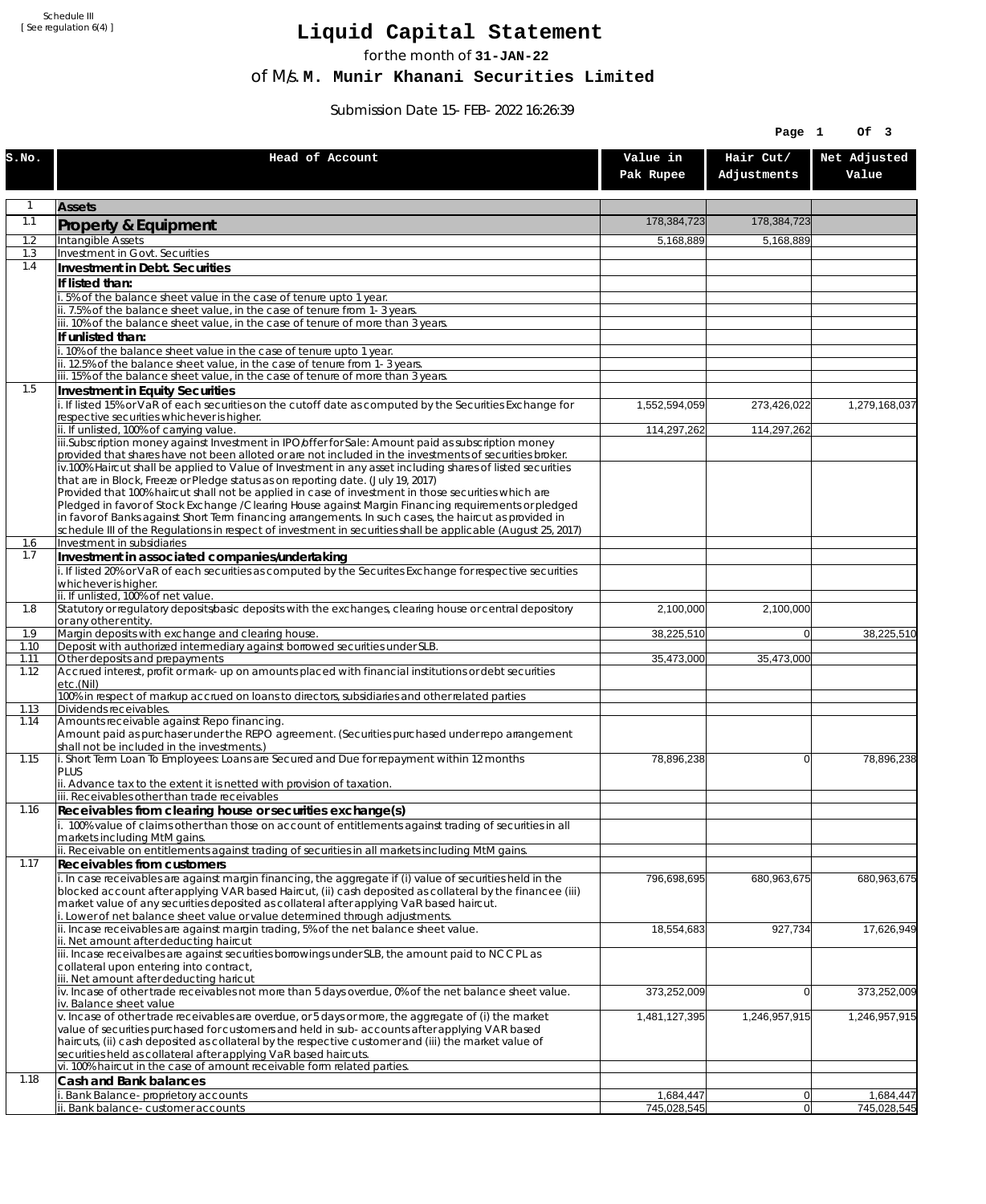Schedule III
[ See regulation 6(4) ]

# Liquid Capital Statement

for the month of **31-JAN-22**

of M/s. **M. Munir Khanani Securities Limited**

Submission Date 15-FEB-2022 16:26:39

| S.No. | Head of Account | Value in Pak Rupee | Hair Cut/ Adjustments | Net Adjusted Value |
|---|---|---|---|---|
| 1 | **Assets** | | | |
| 1.1 | **Property & Equipment** | 178,384,723 | 178,384,723 | |
| 1.2 | Intangible Assets | 5,168,889 | 5,168,889 | |
| 1.3 | Investment in Govt. Securities | | | |
| 1.4 | **Investment in Debt. Securities** | | | |
| | **If listed than:** | | | |
| | i. 5% of the balance sheet value in the case of tenure upto 1 year. | | | |
| | ii. 7.5% of the balance sheet value, in the case of tenure from 1-3 years. | | | |
| | iii. 10% of the balance sheet value, in the case of tenure of more than 3 years. | | | |
| | **If unlisted than:** | | | |
| | i. 10% of the balance sheet value in the case of tenure upto 1 year. | | | |
| | ii. 12.5% of the balance sheet value, in the case of tenure from 1-3 years. | | | |
| | iii. 15% of the balance sheet value, in the case of tenure of more than 3 years. | | | |
| 1.5 | **Investment in Equity Securities** | | | |
| | i. If listed 15% or VaR of each securities on the cutoff date as computed by the Securities Exchange for respective securities whichever is higher. | 1,552,594,059 | 273,426,022 | 1,279,168,037 |
| | ii. If unlisted, 100% of carrying value. | 114,297,262 | 114,297,262 | |
| | iii.Subscription money against Investment in IPO/offer for Sale: Amount paid as subscription money provided that shares have not been alloted or are not included in the investments of securities broker. | | | |
| | iv.100% Haircut shall be applied to Value of Investment in any asset including shares of listed securities that are in Block, Freeze or Pledge status as on reporting date. (July 19, 2017)<br>Provided that 100% haircut shall not be applied in case of investment in those securities which are Pledged in favor of Stock Exchange / Clearing House against Margin Financing requirements or pledged in favor of Banks against Short Term financing arrangements. In such cases, the haircut as provided in schedule III of the Regulations in respect of investment in securities shall be applicable (August 25, 2017) | | | |
| 1.6 | Investment in subsidiaries | | | |
| 1.7 | **Investment in associated companies/undertaking** | | | |
| | i. If listed 20% or VaR of each securities as computed by the Securites Exchange for respective securities whichever is higher. | | | |
| | ii. If unlisted, 100% of net value. | | | |
| 1.8 | Statutory or regulatory deposits/basic deposits with the exchanges, clearing house or central depository or any other entity. | 2,100,000 | 2,100,000 | |
| 1.9 | Margin deposits with exchange and clearing house. | 38,225,510 | 0 | 38,225,510 |
| 1.10 | Deposit with authorized intermediary against borrowed securities under SLB. | | | |
| 1.11 | Other deposits and prepayments | 35,473,000 | 35,473,000 | |
| 1.12 | Accrued interest, profit or mark-up on amounts placed with financial institutions or debt securities etc.(Nil)<br>100% in respect of markup accrued on loans to directors, subsidiaries and other related parties | | | |
| 1.13 | Dividends receivables. | | | |
| 1.14 | Amounts receivable against Repo financing.<br>Amount paid as purchaser under the REPO agreement. (Securities purchased under repo arrangement shall not be included in the investments.) | | | |
| 1.15 | i. Short Term Loan To Employees: Loans are Secured and Due for repayment within 12 months<br>PLUS<br>ii. Advance tax to the extent it is netted with provision of taxation.<br>iii. Receivables other than trade receivables | 78,896,238 | 0 | 78,896,238 |
| 1.16 | **Receivables from clearing house or securities exchange(s)** | | | |
| | i. 100% value of claims other than those on account of entitlements against trading of securities in all markets including MtM gains. | | | |
| | ii. Receivable on entitlements against trading of securities in all markets including MtM gains. | | | |
| 1.17 | **Receivables from customers** | | | |
| | i. In case receivables are against margin financing, the aggregate if (i) value of securities held in the blocked account after applying VAR based Haircut, (ii) cash deposited as collateral by the financee (iii) market value of any securities deposited as collateral after applying VaR based haircut.<br>i. Lower of net balance sheet value or value determined through adjustments. | 796,698,695 | 680,963,675 | 680,963,675 |
| | ii. Incase receivables are against margin trading, 5% of the net balance sheet value.<br>ii. Net amount after deducting haircut | 18,554,683 | 927,734 | 17,626,949 |
| | iii. Incase receivalbes are against securities borrowings under SLB, the amount paid to NCCPL as collateral upon entering into contract,<br>iii. Net amount after deducting haricut | | | |
| | iv. Incase of other trade receivables not more than 5 days overdue, 0% of the net balance sheet value.<br>iv. Balance sheet value | 373,252,009 | 0 | 373,252,009 |
| | v. Incase of other trade receivables are overdue, or 5 days or more, the aggregate of (i) the market value of securities purchased for customers and held in sub-accounts after applying VAR based haircuts, (ii) cash deposited as collateral by the respective customer and (iii) the market value of securities held as collateral after applying VaR based haircuts. | 1,481,127,395 | 1,246,957,915 | 1,246,957,915 |
| | vi. 100% haircut in the case of amount receivable form related parties. | | | |
| 1.18 | **Cash and Bank balances** | | | |
| | i. Bank Balance-proprietory accounts | 1,684,447 | 0 | 1,684,447 |
| | ii. Bank balance-customer accounts | 745,028,545 | 0 | 745,028,545 |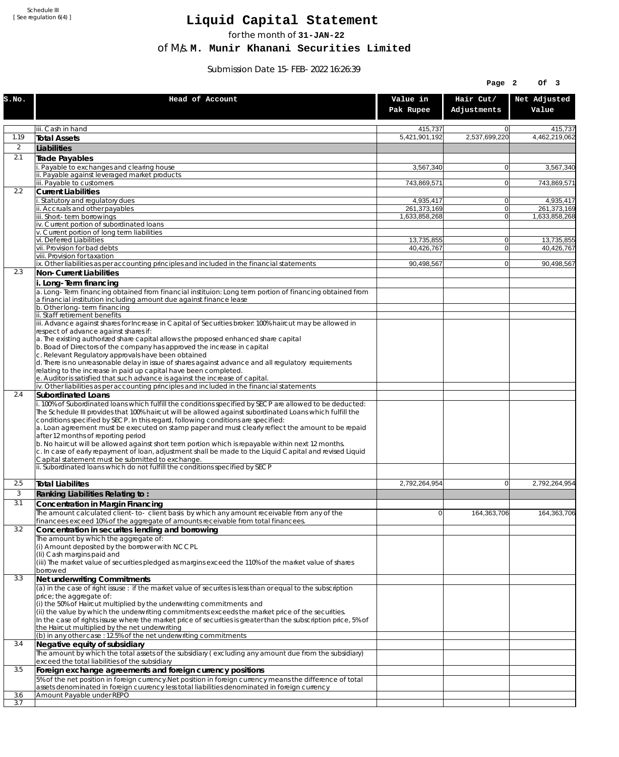Schedule III
[ See regulation 6(4) ]

# Liquid Capital Statement

for the month of **31-JAN-22**

of M/s. **M. Munir Khanani Securities Limited**

Submission Date 15-FEB-2022 16:26:39

| S.No. | Head of Account | Value in Pak Rupee | Hair Cut/ Adjustments | Net Adjusted Value |
|---|---|---|---|---|
| | iii. Cash in hand | 415,737 | 0 | 415,737 |
| 1.19 | **Total Assets** | 5,421,901,192 | 2,537,699,220 | 4,462,219,062 |
| 2 | **Liabilities** | | | |
| 2.1 | **Trade Payables** | | | |
| | i. Payable to exchanges and clearing house | 3,567,340 | 0 | 3,567,340 |
| | ii. Payable against leveraged market products | | | |
| | iii. Payable to customers | 743,869,571 | 0 | 743,869,571 |
| 2.2 | **Current Liabilities** | | | |
| | i. Statutory and regulatory dues | 4,935,417 | 0 | 4,935,417 |
| | ii. Accruals and other payables | 261,373,169 | 0 | 261,373,169 |
| | iii. Short-term borrowings | 1,633,858,268 | 0 | 1,633,858,268 |
| | iv. Current portion of subordinated loans | | | |
| | v. Current portion of long term liabilities | | | |
| | vi. Deferred Liabilities | 13,735,855 | 0 | 13,735,855 |
| | vii. Provision for bad debts | 40,426,767 | 0 | 40,426,767 |
| | viii. Provision for taxation | | | |
| | ix. Other liabilities as per accounting principles and included in the financial statements | 90,498,567 | 0 | 90,498,567 |
| 2.3 | **Non-Current Liabilities** | | | |
| | **i. Long-Term financing** | | | |
| | a. Long-Term financing obtained from financial instituion: Long term portion of financing obtained from a financial institution including amount due against finance lease | | | |
| | b. Other long-term financing | | | |
| | ii. Staff retirement benefits | | | |
| | iii. Advance against shares for Increase in Capital of Securities broker: 100% haircut may be allowed in respect of advance against shares if:<br>a. The existing authorized share capital allows the proposed enhanced share capital<br>b. Boad of Directors of the company has approved the increase in capital<br>c. Relevant Regulatory approvals have been obtained<br>d. There is no unreasonable delay in issue of shares against advance and all regulatory requirements relating to the increase in paid up capital have been completed.<br>e. Auditor is satisfied that such advance is against the increase of capital. | | | |
| | iv. Other liabilities as per accounting principles and included in the financial statements | | | |
| 2.4 | **Subordinated Loans** | | | |
| | i. 100% of Subordinated loans which fulfill the conditions specified by SECP are allowed to be deducted:<br>The Schedule III provides that 100% haircut will be allowed against subordinated Loans which fulfill the conditions specified by SECP. In this regard, following conditions are specified:<br>a. Loan agreement must be executed on stamp paper and must clearly reflect the amount to be repaid after 12 months of reporting period<br>b. No haircut will be allowed against short term portion which is repayable within next 12 months.<br>c. In case of early repayment of loan, adjustment shall be made to the Liquid Capital and revised Liquid Capital statement must be submitted to exchange. | | | |
| | ii. Subordinated loans which do not fulfill the conditions specified by SECP | | | |
| 2.5 | **Total Liabilites** | 2,792,264,954 | 0 | 2,792,264,954 |
| 3 | **Ranking Liabilities Relating to :** | | | |
| 3.1 | **Concentration in Margin Financing** | | | |
| | The amount calculated client-to- client basis by which any amount receivable from any of the financees exceed 10% of the aggregate of amounts receivable from total financees. | 0 | 164,363,706 | 164,363,706 |
| 3.2 | **Concentration in securites lending and borrowing** | | | |
| | The amount by which the aggregate of:<br>(i) Amount deposited by the borrower with NCCPL<br>(Ii) Cash margins paid and<br>(iii) The market value of securities pledged as margins exceed the 110% of the market value of shares borrowed | | | |
| 3.3 | **Net underwriting Commitments** | | | |
| | (a) in the case of right issuse : if the market value of securites is less than or equal to the subscription price; the aggregate of:<br>(i) the 50% of Haircut multiplied by the underwriting commitments and<br>(ii) the value by which the underwriting commitments exceeds the market price of the securities.<br>In the case of rights issuse where the market price of securities is greater than the subscription price, 5% of the Haircut multiplied by the net underwriting | | | |
| | (b) in any other case : 12.5% of the net underwriting commitments | | | |
| 3.4 | **Negative equity of subsidiary** | | | |
| | The amount by which the total assets of the subsidiary ( excluding any amount due from the subsidiary) exceed the total liabilities of the subsidiary | | | |
| 3.5 | **Foreign exchange agreements and foreign currency positions** | | | |
| | 5% of the net position in foreign currency.Net position in foreign currency means the difference of total assets denominated in foreign cuurency less total liabilities denominated in foreign currency | | | |
| 3.6 | Amount Payable under REPO | | | |
| 3.7 | | | | |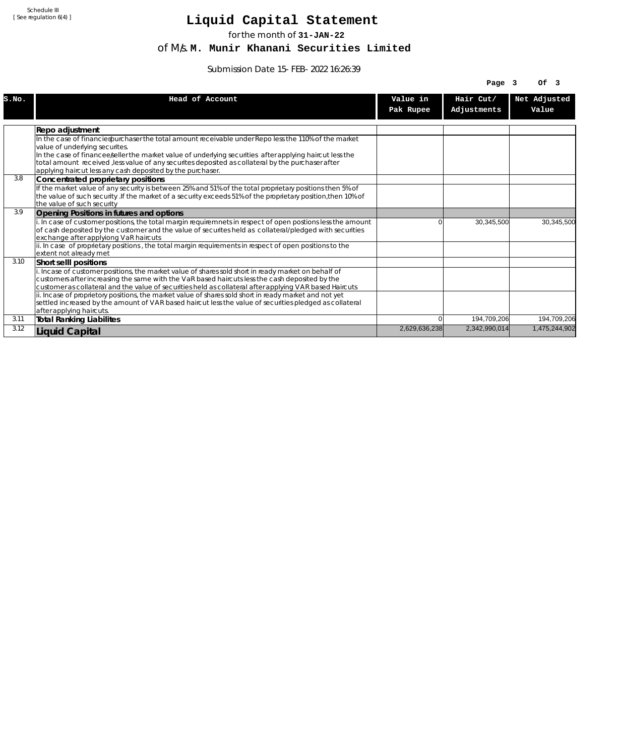Schedule III
[ See regulation 6(4) ]

# Liquid Capital Statement

for the month of **31-JAN-22**

of M/s. **M. Munir Khanani Securities Limited**

Submission Date 15-FEB-2022 16:26:39

| S.No. | Head of Account | Value in Pak Rupee | Hair Cut/ Adjustments | Net Adjusted Value |
|---|---|---|---|---|
| | **Repo adjustment** | | | |
| | In the case of financier/purchaser the total amount receivable under Repo less the 110% of the market value of underlying securites. In the case of financee/seller the market value of underlying securities after applying haircut less the total amount received ,less value of any securites deposited as collateral by the purchaser after applying haircut less any cash deposited by the purchaser. | | | |
| 3.8 | **Concentrated proprietary positions** | | | |
| | If the market value of any security is between 25% and 51% of the total proprietary positions then 5% of the value of such security .If the market of a security exceeds 51% of the proprietary position,then 10% of the value of such security | | | |
| 3.9 | **Opening Positions in futures and options** | | | |
| | i. In case of customer positions, the total margin requiremnets in respect of open postions less the amount of cash deposited by the customer and the value of securites held as collateral/pledged with securities exchange after applyiong VaR haircuts | 0 | 30,345,500 | 30,345,500 |
| | ii. In case of proprietary positions , the total margin requirements in respect of open positions to the extent not already met | | | |
| 3.10 | **Short selll positions** | | | |
| | i. Incase of customer positions, the market value of shares sold short in ready market on behalf of customers after increasing the same with the VaR based haircuts less the cash deposited by the customer as collateral and the value of securities held as collateral after applying VAR based Haircuts | | | |
| | ii. Incase of proprietory positions, the market value of shares sold short in ready market and not yet settled increased by the amount of VAR based haircut less the value of securities pledged as collateral after applying haircuts. | | | |
| 3.11 | **Total Ranking Liabilites** | 0 | 194,709,206 | 194,709,206 |
| 3.12 | **Liquid Capital** | 2,629,636,238 | 2,342,990,014 | 1,475,244,902 |